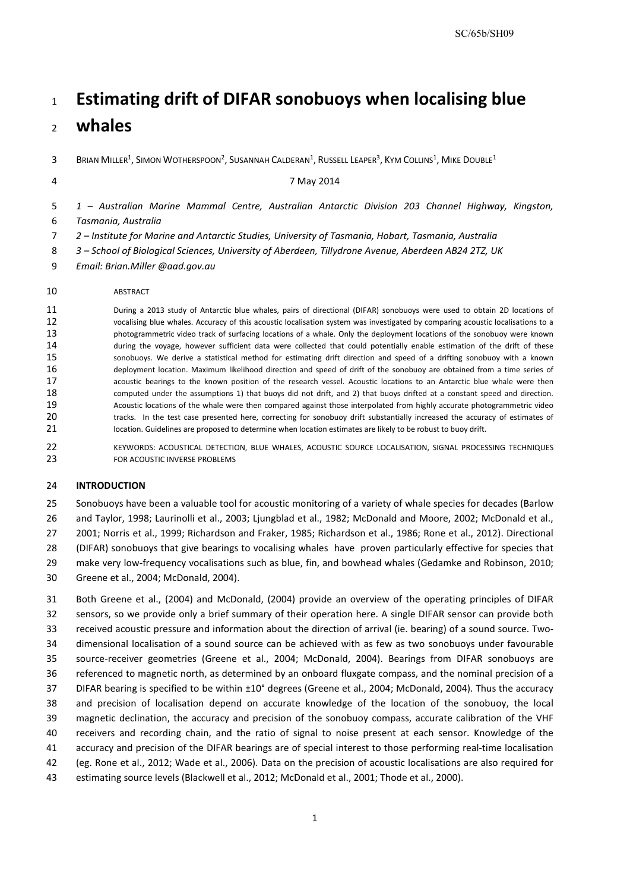# Estimating drift of DIFAR sonobuoys when localising blue whales

BRIAN MILLER[1], SIMON WOTHERSPOON[2], SUSANNAH CALDERAN[1], RUSSELL LEAPER[3], KYM COLLINS[1], MIKE DOUBLE[1]

7 May 2014

*1 – Australian Marine Mammal Centre, Australian Antarctic Division 203 Channel Highway, Kingston, Tasmania, Australia*

*2 – Institute for Marine and Antarctic Studies, University of Tasmania, Hobart, Tasmania, Australia*

*3 – School of Biological Sciences, University of Aberdeen, Tillydrone Avenue, Aberdeen AB24 2TZ, UK*

*Email: Brian.Miller @aad.gov.au*

ABSTRACT

During a 2013 study of Antarctic blue whales, pairs of directional (DIFAR) sonobuoys were used to obtain 2D locations of vocalising blue whales. Accuracy of this acoustic localisation system was investigated by comparing acoustic localisations to a photogrammetric video track of surfacing locations of a whale. Only the deployment locations of the sonobuoy were known during the voyage, however sufficient data were collected that could potentially enable estimation of the drift of these sonobuoys. We derive a statistical method for estimating drift direction and speed of a drifting sonobuoy with a known deployment location. Maximum likelihood direction and speed of drift of the sonobuoy are obtained from a time series of acoustic bearings to the known position of the research vessel. Acoustic locations to an Antarctic blue whale were then computed under the assumptions 1) that buoys did not drift, and 2) that buoys drifted at a constant speed and direction. Acoustic locations of the whale were then compared against those interpolated from highly accurate photogrammetric video tracks. In the test case presented here, correcting for sonobuoy drift substantially increased the accuracy of estimates of location. Guidelines are proposed to determine when location estimates are likely to be robust to buoy drift.

KEYWORDS: ACOUSTICAL DETECTION, BLUE WHALES, ACOUSTIC SOURCE LOCALISATION, SIGNAL PROCESSING TECHNIQUES FOR ACOUSTIC INVERSE PROBLEMS

## INTRODUCTION

Sonobuoys have been a valuable tool for acoustic monitoring of a variety of whale species for decades (Barlow and Taylor, 1998; Laurinolli et al., 2003; Ljungblad et al., 1982; McDonald and Moore, 2002; McDonald et al., 2001; Norris et al., 1999; Richardson and Fraker, 1985; Richardson et al., 1986; Rone et al., 2012). Directional (DIFAR) sonobuoys that give bearings to vocalising whales have proven particularly effective for species that make very low-frequency vocalisations such as blue, fin, and bowhead whales (Gedamke and Robinson, 2010; Greene et al., 2004; McDonald, 2004).

Both Greene et al., (2004) and McDonald, (2004) provide an overview of the operating principles of DIFAR sensors, so we provide only a brief summary of their operation here. A single DIFAR sensor can provide both received acoustic pressure and information about the direction of arrival (ie. bearing) of a sound source. Two-dimensional localisation of a sound source can be achieved with as few as two sonobuoys under favourable source-receiver geometries (Greene et al., 2004; McDonald, 2004). Bearings from DIFAR sonobuoys are referenced to magnetic north, as determined by an onboard fluxgate compass, and the nominal precision of a DIFAR bearing is specified to be within ±10° degrees (Greene et al., 2004; McDonald, 2004). Thus the accuracy and precision of localisation depend on accurate knowledge of the location of the sonobuoy, the local magnetic declination, the accuracy and precision of the sonobuoy compass, accurate calibration of the VHF receivers and recording chain, and the ratio of signal to noise present at each sensor. Knowledge of the accuracy and precision of the DIFAR bearings are of special interest to those performing real-time localisation (eg. Rone et al., 2012; Wade et al., 2006). Data on the precision of acoustic localisations are also required for estimating source levels (Blackwell et al., 2012; McDonald et al., 2001; Thode et al., 2000).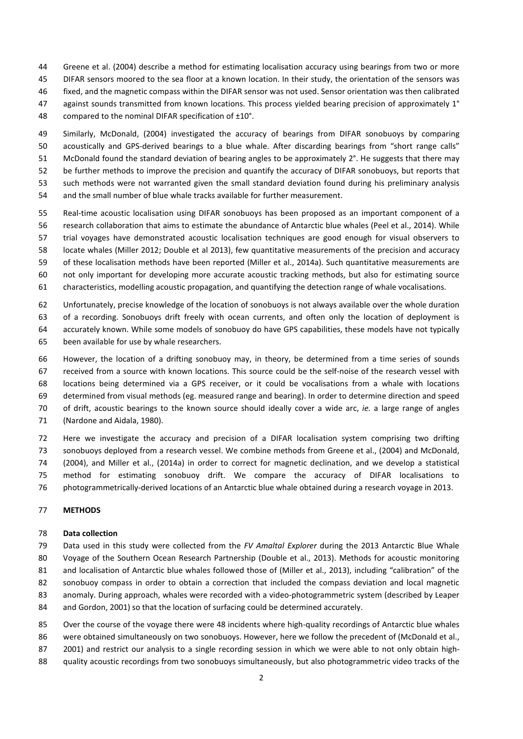Greene et al. (2004) describe a method for estimating localisation accuracy using bearings from two or more DIFAR sensors moored to the sea floor at a known location. In their study, the orientation of the sensors was fixed, and the magnetic compass within the DIFAR sensor was not used. Sensor orientation was then calibrated against sounds transmitted from known locations. This process yielded bearing precision of approximately 1° compared to the nominal DIFAR specification of ±10°.

Similarly, McDonald, (2004) investigated the accuracy of bearings from DIFAR sonobuoys by comparing acoustically and GPS-derived bearings to a blue whale. After discarding bearings from "short range calls" McDonald found the standard deviation of bearing angles to be approximately 2°. He suggests that there may be further methods to improve the precision and quantify the accuracy of DIFAR sonobuoys, but reports that such methods were not warranted given the small standard deviation found during his preliminary analysis and the small number of blue whale tracks available for further measurement.

Real-time acoustic localisation using DIFAR sonobuoys has been proposed as an important component of a research collaboration that aims to estimate the abundance of Antarctic blue whales (Peel et al., 2014). While trial voyages have demonstrated acoustic localisation techniques are good enough for visual observers to locate whales (Miller 2012; Double et al 2013), few quantitative measurements of the precision and accuracy of these localisation methods have been reported (Miller et al., 2014a). Such quantitative measurements are not only important for developing more accurate acoustic tracking methods, but also for estimating source characteristics, modelling acoustic propagation, and quantifying the detection range of whale vocalisations.

Unfortunately, precise knowledge of the location of sonobuoys is not always available over the whole duration of a recording. Sonobuoys drift freely with ocean currents, and often only the location of deployment is accurately known. While some models of sonobuoy do have GPS capabilities, these models have not typically been available for use by whale researchers.

However, the location of a drifting sonobuoy may, in theory, be determined from a time series of sounds received from a source with known locations. This source could be the self-noise of the research vessel with locations being determined via a GPS receiver, or it could be vocalisations from a whale with locations determined from visual methods (eg. measured range and bearing). In order to determine direction and speed of drift, acoustic bearings to the known source should ideally cover a wide arc, *ie.* a large range of angles (Nardone and Aidala, 1980).

Here we investigate the accuracy and precision of a DIFAR localisation system comprising two drifting sonobuoys deployed from a research vessel. We combine methods from Greene et al., (2004) and McDonald, (2004), and Miller et al., (2014a) in order to correct for magnetic declination, and we develop a statistical method for estimating sonobuoy drift. We compare the accuracy of DIFAR localisations to photogrammetrically-derived locations of an Antarctic blue whale obtained during a research voyage in 2013.

## METHODS

### Data collection

Data used in this study were collected from the *FV Amaltal Explorer* during the 2013 Antarctic Blue Whale Voyage of the Southern Ocean Research Partnership (Double et al., 2013). Methods for acoustic monitoring and localisation of Antarctic blue whales followed those of (Miller et al., 2013), including "calibration" of the sonobuoy compass in order to obtain a correction that included the compass deviation and local magnetic anomaly. During approach, whales were recorded with a video-photogrammetric system (described by Leaper and Gordon, 2001) so that the location of surfacing could be determined accurately.

Over the course of the voyage there were 48 incidents where high-quality recordings of Antarctic blue whales were obtained simultaneously on two sonobuoys. However, here we follow the precedent of (McDonald et al., 2001) and restrict our analysis to a single recording session in which we were able to not only obtain high-quality acoustic recordings from two sonobuoys simultaneously, but also photogrammetric video tracks of the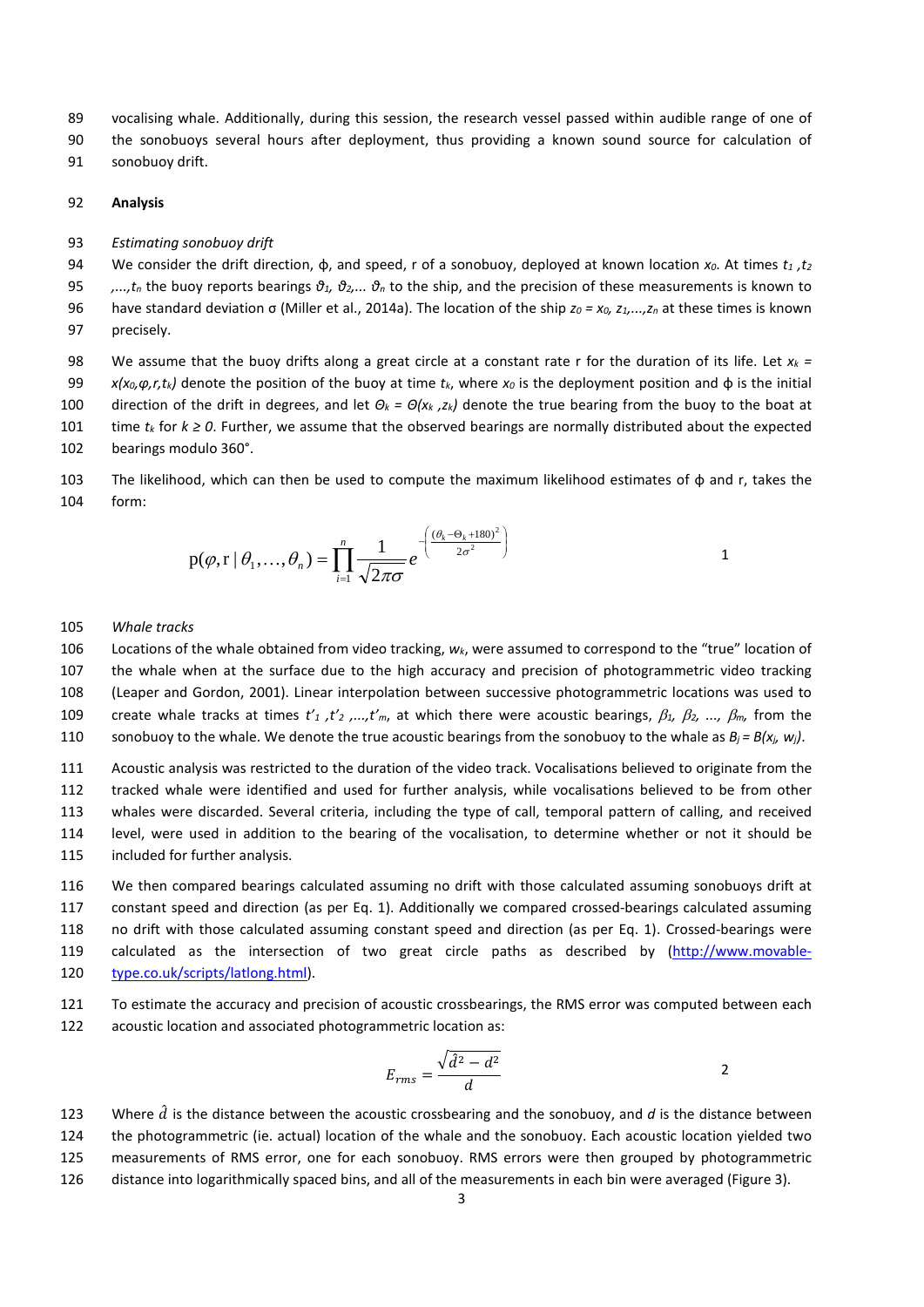vocalising whale. Additionally, during this session, the research vessel passed within audible range of one of the sonobuoys several hours after deployment, thus providing a known sound source for calculation of sonobuoy drift.

## Analysis

### *Estimating sonobuoy drift*

We consider the drift direction, ϕ, and speed, r of a sonobuoy, deployed at known location $x_0$. At times $t_1, t_2, \ldots, t_n$ the buoy reports bearings $\vartheta_1, \vartheta_2, \ldots \vartheta_n$ to the ship, and the precision of these measurements is known to have standard deviation σ (Miller et al., 2014a). The location of the ship $z_0 = x_0, z_1, \ldots, z_n$ at these times is known precisely.

We assume that the buoy drifts along a great circle at a constant rate r for the duration of its life. Let $x_k = x(x_0, \varphi, r, t_k)$ denote the position of the buoy at time $t_k$, where $x_0$ is the deployment position and ϕ is the initial direction of the drift in degrees, and let $\Theta_k = \Theta(x_k, z_k)$ denote the true bearing from the buoy to the boat at time $t_k$ for $k \geq 0$. Further, we assume that the observed bearings are normally distributed about the expected bearings modulo 360°.

The likelihood, which can then be used to compute the maximum likelihood estimates of ϕ and r, takes the form:

$$\mathrm{p}(\varphi, \mathrm{r} \mid \theta_1, \ldots, \theta_n) = \prod_{i=1}^{n} \frac{1}{\sqrt{2\pi\sigma}} e^{-\left(\frac{(\theta_k - \Theta_k + 180)^2}{2\sigma^2}\right)} \qquad 1$$

### *Whale tracks*

Locations of the whale obtained from video tracking, $w_k$, were assumed to correspond to the "true" location of the whale when at the surface due to the high accuracy and precision of photogrammetric video tracking (Leaper and Gordon, 2001). Linear interpolation between successive photogrammetric locations was used to create whale tracks at times $t'_1, t'_2, \ldots, t'_m$, at which there were acoustic bearings, $\beta_1, \beta_2, \ldots, \beta_m$, from the sonobuoy to the whale. We denote the true acoustic bearings from the sonobuoy to the whale as $B_j = B(x_j, w_j)$.

Acoustic analysis was restricted to the duration of the video track. Vocalisations believed to originate from the tracked whale were identified and used for further analysis, while vocalisations believed to be from other whales were discarded. Several criteria, including the type of call, temporal pattern of calling, and received level, were used in addition to the bearing of the vocalisation, to determine whether or not it should be included for further analysis.

We then compared bearings calculated assuming no drift with those calculated assuming sonobuoys drift at constant speed and direction (as per Eq. 1). Additionally we compared crossed-bearings calculated assuming no drift with those calculated assuming constant speed and direction (as per Eq. 1). Crossed-bearings were calculated as the intersection of two great circle paths as described by (http://www.movable-type.co.uk/scripts/latlong.html).

To estimate the accuracy and precision of acoustic crossbearings, the RMS error was computed between each acoustic location and associated photogrammetric location as:

$$E_{rms} = \frac{\sqrt{\hat{d}^2 - d^2}}{d} \qquad 2$$

Where $\hat{d}$ is the distance between the acoustic crossbearing and the sonobuoy, and $d$ is the distance between the photogrammetric (ie. actual) location of the whale and the sonobuoy. Each acoustic location yielded two measurements of RMS error, one for each sonobuoy. RMS errors were then grouped by photogrammetric distance into logarithmically spaced bins, and all of the measurements in each bin were averaged (Figure 3).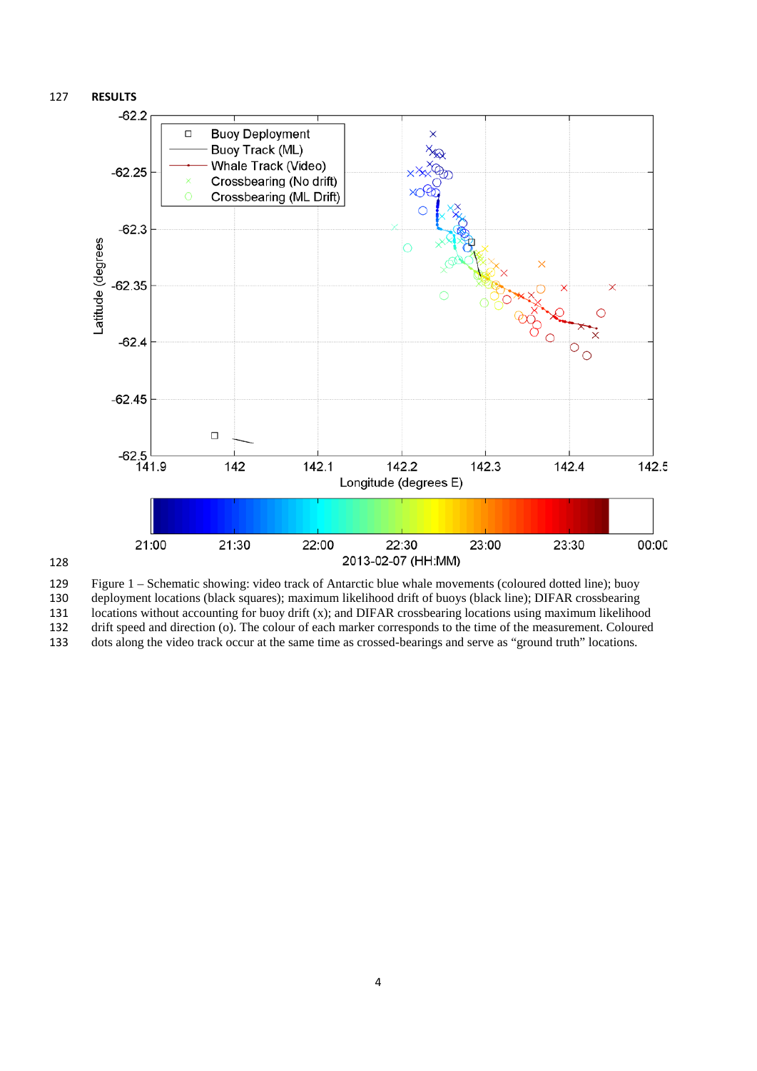## RESULTS

Figure 1 – Schematic showing: video track of Antarctic blue whale movements (coloured dotted line); buoy deployment locations (black squares); maximum likelihood drift of buoys (black line); DIFAR crossbearing locations without accounting for buoy drift (x); and DIFAR crossbearing locations using maximum likelihood drift speed and direction (o). The colour of each marker corresponds to the time of the measurement. Coloured dots along the video track occur at the same time as crossed-bearings and serve as "ground truth" locations.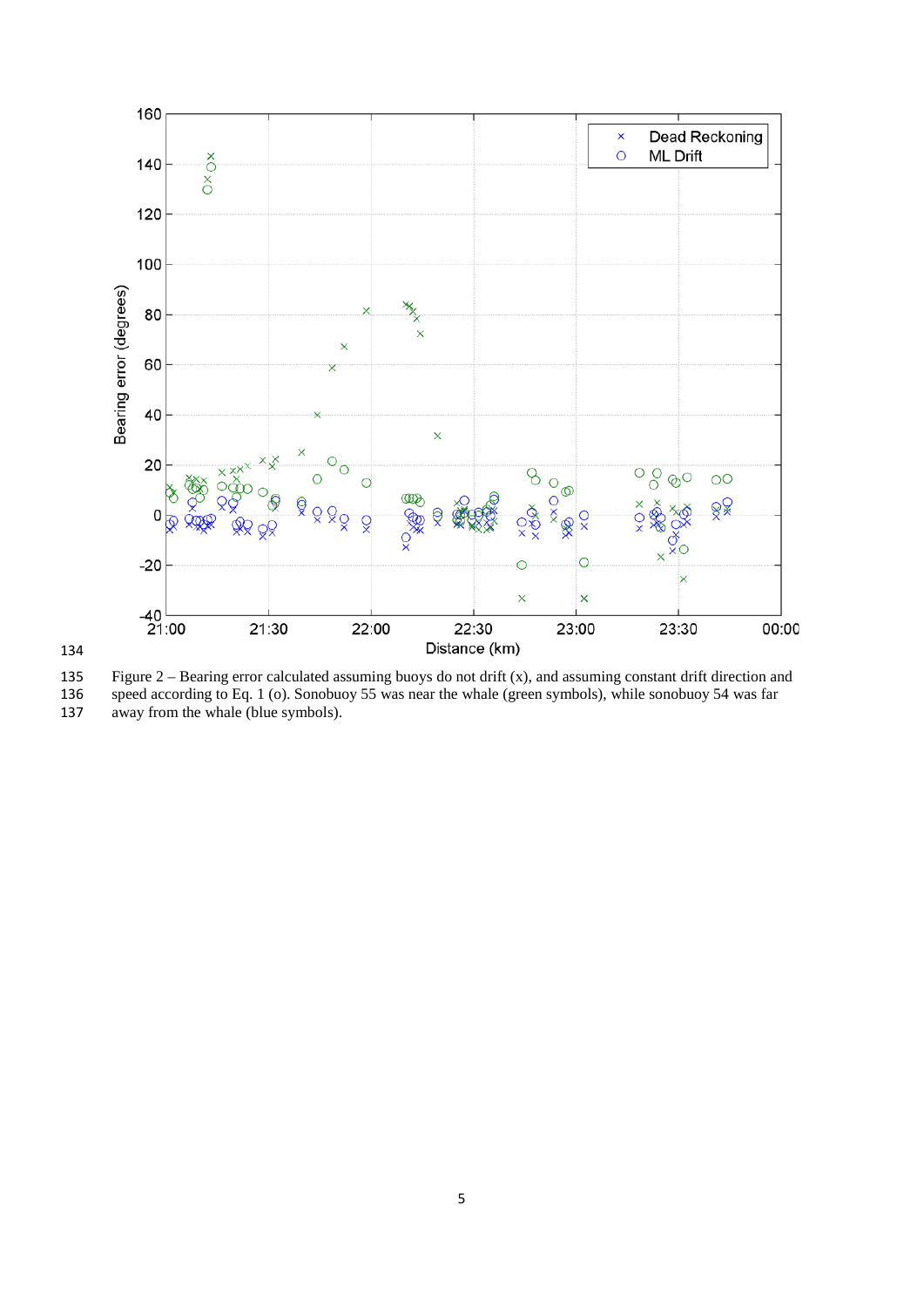Figure 2 – Bearing error calculated assuming buoys do not drift (x), and assuming constant drift direction and speed according to Eq. 1 (o). Sonobuoy 55 was near the whale (green symbols), while sonobuoy 54 was far away from the whale (blue symbols).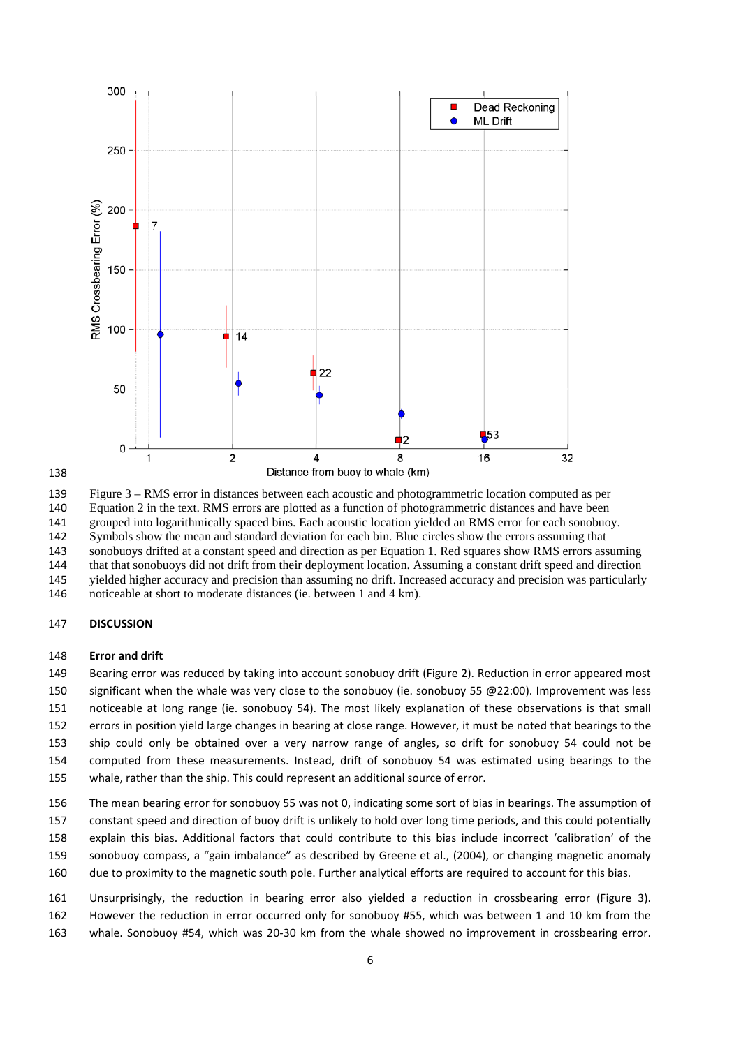Figure 3 – RMS error in distances between each acoustic and photogrammetric location computed as per Equation 2 in the text. RMS errors are plotted as a function of photogrammetric distances and have been grouped into logarithmically spaced bins. Each acoustic location yielded an RMS error for each sonobuoy. Symbols show the mean and standard deviation for each bin. Blue circles show the errors assuming that sonobuoys drifted at a constant speed and direction as per Equation 1. Red squares show RMS errors assuming that that sonobuoys did not drift from their deployment location. Assuming a constant drift speed and direction yielded higher accuracy and precision than assuming no drift. Increased accuracy and precision was particularly noticeable at short to moderate distances (ie. between 1 and 4 km).

## DISCUSSION

### Error and drift

Bearing error was reduced by taking into account sonobuoy drift (Figure 2). Reduction in error appeared most significant when the whale was very close to the sonobuoy (ie. sonobuoy 55 @22:00). Improvement was less noticeable at long range (ie. sonobuoy 54). The most likely explanation of these observations is that small errors in position yield large changes in bearing at close range. However, it must be noted that bearings to the ship could only be obtained over a very narrow range of angles, so drift for sonobuoy 54 could not be computed from these measurements. Instead, drift of sonobuoy 54 was estimated using bearings to the whale, rather than the ship. This could represent an additional source of error.

The mean bearing error for sonobuoy 55 was not 0, indicating some sort of bias in bearings. The assumption of constant speed and direction of buoy drift is unlikely to hold over long time periods, and this could potentially explain this bias. Additional factors that could contribute to this bias include incorrect 'calibration' of the sonobuoy compass, a "gain imbalance" as described by Greene et al., (2004), or changing magnetic anomaly due to proximity to the magnetic south pole. Further analytical efforts are required to account for this bias.

Unsurprisingly, the reduction in bearing error also yielded a reduction in crossbearing error (Figure 3). However the reduction in error occurred only for sonobuoy #55, which was between 1 and 10 km from the whale. Sonobuoy #54, which was 20-30 km from the whale showed no improvement in crossbearing error.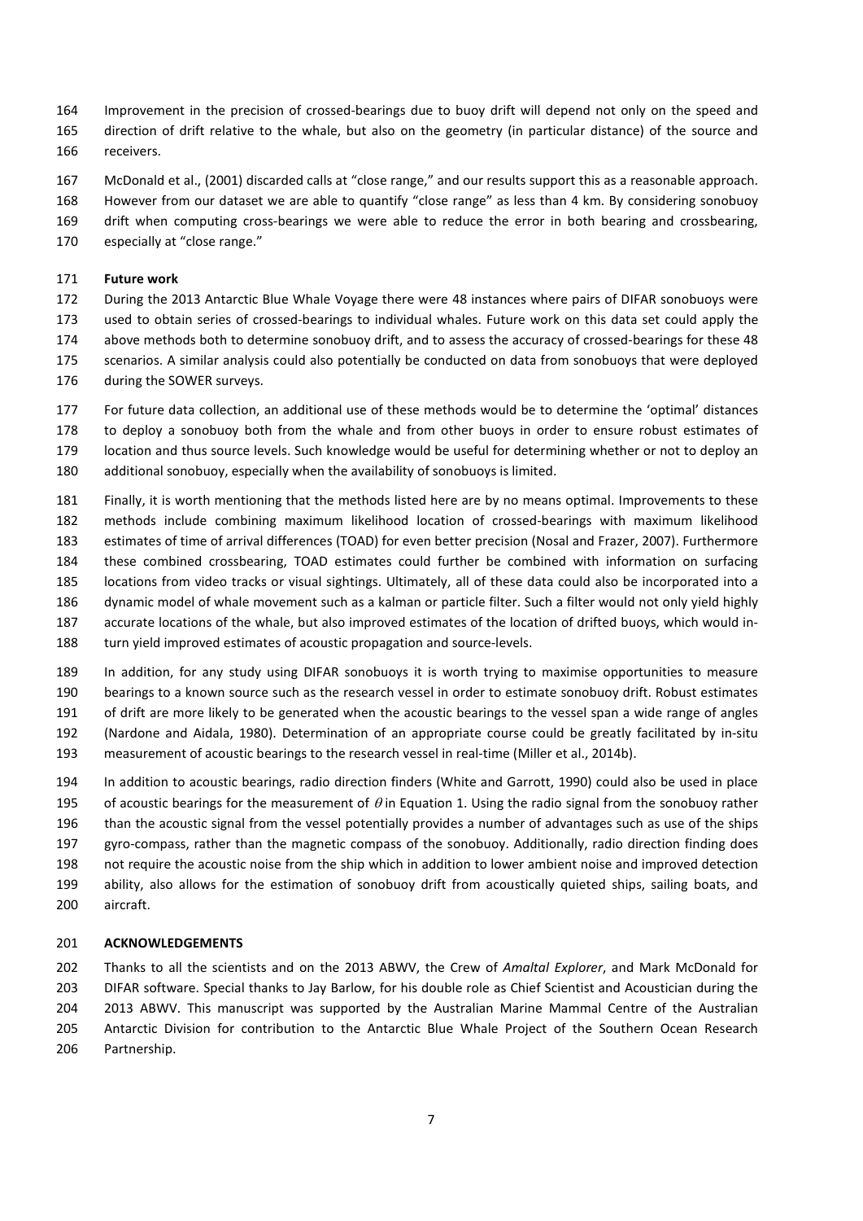Improvement in the precision of crossed-bearings due to buoy drift will depend not only on the speed and direction of drift relative to the whale, but also on the geometry (in particular distance) of the source and receivers.

McDonald et al., (2001) discarded calls at "close range," and our results support this as a reasonable approach. However from our dataset we are able to quantify "close range" as less than 4 km. By considering sonobuoy drift when computing cross-bearings we were able to reduce the error in both bearing and crossbearing, especially at "close range."

**Future work**

During the 2013 Antarctic Blue Whale Voyage there were 48 instances where pairs of DIFAR sonobuoys were used to obtain series of crossed-bearings to individual whales. Future work on this data set could apply the above methods both to determine sonobuoy drift, and to assess the accuracy of crossed-bearings for these 48 scenarios. A similar analysis could also potentially be conducted on data from sonobuoys that were deployed during the SOWER surveys.

For future data collection, an additional use of these methods would be to determine the 'optimal' distances to deploy a sonobuoy both from the whale and from other buoys in order to ensure robust estimates of location and thus source levels. Such knowledge would be useful for determining whether or not to deploy an additional sonobuoy, especially when the availability of sonobuoys is limited.

Finally, it is worth mentioning that the methods listed here are by no means optimal. Improvements to these methods include combining maximum likelihood location of crossed-bearings with maximum likelihood estimates of time of arrival differences (TOAD) for even better precision (Nosal and Frazer, 2007). Furthermore these combined crossbearing, TOAD estimates could further be combined with information on surfacing locations from video tracks or visual sightings. Ultimately, all of these data could also be incorporated into a dynamic model of whale movement such as a kalman or particle filter. Such a filter would not only yield highly accurate locations of the whale, but also improved estimates of the location of drifted buoys, which would in-turn yield improved estimates of acoustic propagation and source-levels.

In addition, for any study using DIFAR sonobuoys it is worth trying to maximise opportunities to measure bearings to a known source such as the research vessel in order to estimate sonobuoy drift. Robust estimates of drift are more likely to be generated when the acoustic bearings to the vessel span a wide range of angles (Nardone and Aidala, 1980). Determination of an appropriate course could be greatly facilitated by in-situ measurement of acoustic bearings to the research vessel in real-time (Miller et al., 2014b).

In addition to acoustic bearings, radio direction finders (White and Garrott, 1990) could also be used in place of acoustic bearings for the measurement of $\theta$ in Equation 1. Using the radio signal from the sonobuoy rather than the acoustic signal from the vessel potentially provides a number of advantages such as use of the ships gyro-compass, rather than the magnetic compass of the sonobuoy. Additionally, radio direction finding does not require the acoustic noise from the ship which in addition to lower ambient noise and improved detection ability, also allows for the estimation of sonobuoy drift from acoustically quieted ships, sailing boats, and aircraft.

**ACKNOWLEDGEMENTS**

Thanks to all the scientists and on the 2013 ABWV, the Crew of *Amaltal Explorer*, and Mark McDonald for DIFAR software. Special thanks to Jay Barlow, for his double role as Chief Scientist and Acoustician during the 2013 ABWV. This manuscript was supported by the Australian Marine Mammal Centre of the Australian Antarctic Division for contribution to the Antarctic Blue Whale Project of the Southern Ocean Research Partnership.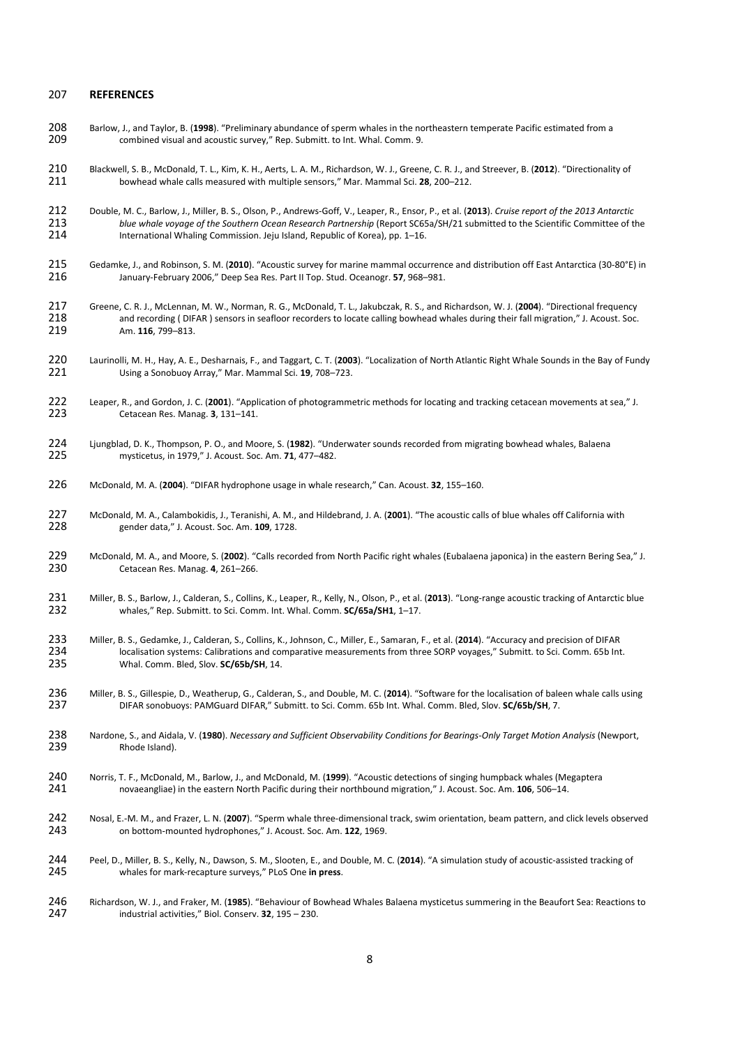## REFERENCES

Barlow, J., and Taylor, B. (**1998**). "Preliminary abundance of sperm whales in the northeastern temperate Pacific estimated from a combined visual and acoustic survey," Rep. Submitt. to Int. Whal. Comm. 9.

Blackwell, S. B., McDonald, T. L., Kim, K. H., Aerts, L. A. M., Richardson, W. J., Greene, C. R. J., and Streever, B. (**2012**). "Directionality of bowhead whale calls measured with multiple sensors," Mar. Mammal Sci. **28**, 200–212.

Double, M. C., Barlow, J., Miller, B. S., Olson, P., Andrews-Goff, V., Leaper, R., Ensor, P., et al. (**2013**). *Cruise report of the 2013 Antarctic blue whale voyage of the Southern Ocean Research Partnership* (Report SC65a/SH/21 submitted to the Scientific Committee of the International Whaling Commission. Jeju Island, Republic of Korea), pp. 1–16.

Gedamke, J., and Robinson, S. M. (**2010**). "Acoustic survey for marine mammal occurrence and distribution off East Antarctica (30-80°E) in January-February 2006," Deep Sea Res. Part II Top. Stud. Oceanogr. **57**, 968–981.

Greene, C. R. J., McLennan, M. W., Norman, R. G., McDonald, T. L., Jakubczak, R. S., and Richardson, W. J. (**2004**). "Directional frequency and recording ( DIFAR ) sensors in seafloor recorders to locate calling bowhead whales during their fall migration," J. Acoust. Soc. Am. **116**, 799–813.

Laurinolli, M. H., Hay, A. E., Desharnais, F., and Taggart, C. T. (**2003**). "Localization of North Atlantic Right Whale Sounds in the Bay of Fundy Using a Sonobuoy Array," Mar. Mammal Sci. **19**, 708–723.

Leaper, R., and Gordon, J. C. (**2001**). "Application of photogrammetric methods for locating and tracking cetacean movements at sea," J. Cetacean Res. Manag. **3**, 131–141.

Ljungblad, D. K., Thompson, P. O., and Moore, S. (**1982**). "Underwater sounds recorded from migrating bowhead whales, Balaena mysticetus, in 1979," J. Acoust. Soc. Am. **71**, 477–482.

McDonald, M. A. (**2004**). "DIFAR hydrophone usage in whale research," Can. Acoust. **32**, 155–160.

McDonald, M. A., Calambokidis, J., Teranishi, A. M., and Hildebrand, J. A. (**2001**). "The acoustic calls of blue whales off California with gender data," J. Acoust. Soc. Am. **109**, 1728.

McDonald, M. A., and Moore, S. (**2002**). "Calls recorded from North Pacific right whales (Eubalaena japonica) in the eastern Bering Sea," J. Cetacean Res. Manag. **4**, 261–266.

Miller, B. S., Barlow, J., Calderan, S., Collins, K., Leaper, R., Kelly, N., Olson, P., et al. (**2013**). "Long-range acoustic tracking of Antarctic blue whales," Rep. Submitt. to Sci. Comm. Int. Whal. Comm. **SC/65a/SH1**, 1–17.

Miller, B. S., Gedamke, J., Calderan, S., Collins, K., Johnson, C., Miller, E., Samaran, F., et al. (**2014**). "Accuracy and precision of DIFAR localisation systems: Calibrations and comparative measurements from three SORP voyages," Submitt. to Sci. Comm. 65b Int. Whal. Comm. Bled, Slov. **SC/65b/SH**, 14.

Miller, B. S., Gillespie, D., Weatherup, G., Calderan, S., and Double, M. C. (**2014**). "Software for the localisation of baleen whale calls using DIFAR sonobuoys: PAMGuard DIFAR," Submitt. to Sci. Comm. 65b Int. Whal. Comm. Bled, Slov. **SC/65b/SH**, 7.

Nardone, S., and Aidala, V. (**1980**). *Necessary and Sufficient Observability Conditions for Bearings-Only Target Motion Analysis* (Newport, Rhode Island).

Norris, T. F., McDonald, M., Barlow, J., and McDonald, M. (**1999**). "Acoustic detections of singing humpback whales (Megaptera novaeangliae) in the eastern North Pacific during their northbound migration," J. Acoust. Soc. Am. **106**, 506–14.

Nosal, E.-M. M., and Frazer, L. N. (**2007**). "Sperm whale three-dimensional track, swim orientation, beam pattern, and click levels observed on bottom-mounted hydrophones," J. Acoust. Soc. Am. **122**, 1969.

Peel, D., Miller, B. S., Kelly, N., Dawson, S. M., Slooten, E., and Double, M. C. (**2014**). "A simulation study of acoustic-assisted tracking of whales for mark-recapture surveys," PLoS One **in press**.

Richardson, W. J., and Fraker, M. (**1985**). "Behaviour of Bowhead Whales Balaena mysticetus summering in the Beaufort Sea: Reactions to industrial activities," Biol. Conserv. **32**, 195 – 230.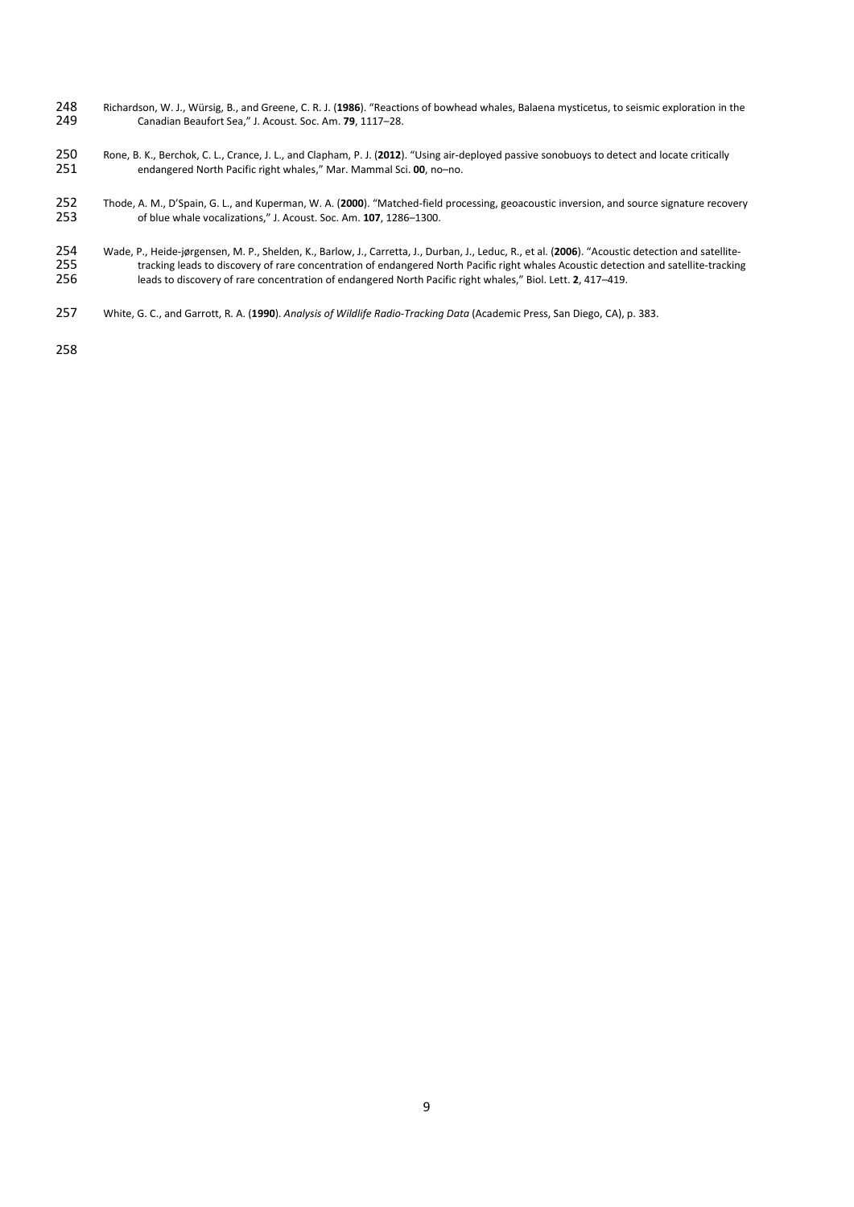Richardson, W. J., Würsig, B., and Greene, C. R. J. (**1986**). "Reactions of bowhead whales, Balaena mysticetus, to seismic exploration in the Canadian Beaufort Sea," J. Acoust. Soc. Am. **79**, 1117–28.

Rone, B. K., Berchok, C. L., Crance, J. L., and Clapham, P. J. (**2012**). "Using air-deployed passive sonobuoys to detect and locate critically endangered North Pacific right whales," Mar. Mammal Sci. **00**, no–no.

Thode, A. M., D'Spain, G. L., and Kuperman, W. A. (**2000**). "Matched-field processing, geoacoustic inversion, and source signature recovery of blue whale vocalizations," J. Acoust. Soc. Am. **107**, 1286–1300.

Wade, P., Heide-jørgensen, M. P., Shelden, K., Barlow, J., Carretta, J., Durban, J., Leduc, R., et al. (**2006**). "Acoustic detection and satellite-tracking leads to discovery of rare concentration of endangered North Pacific right whales Acoustic detection and satellite-tracking leads to discovery of rare concentration of endangered North Pacific right whales," Biol. Lett. **2**, 417–419.

White, G. C., and Garrott, R. A. (**1990**). *Analysis of Wildlife Radio-Tracking Data* (Academic Press, San Diego, CA), p. 383.